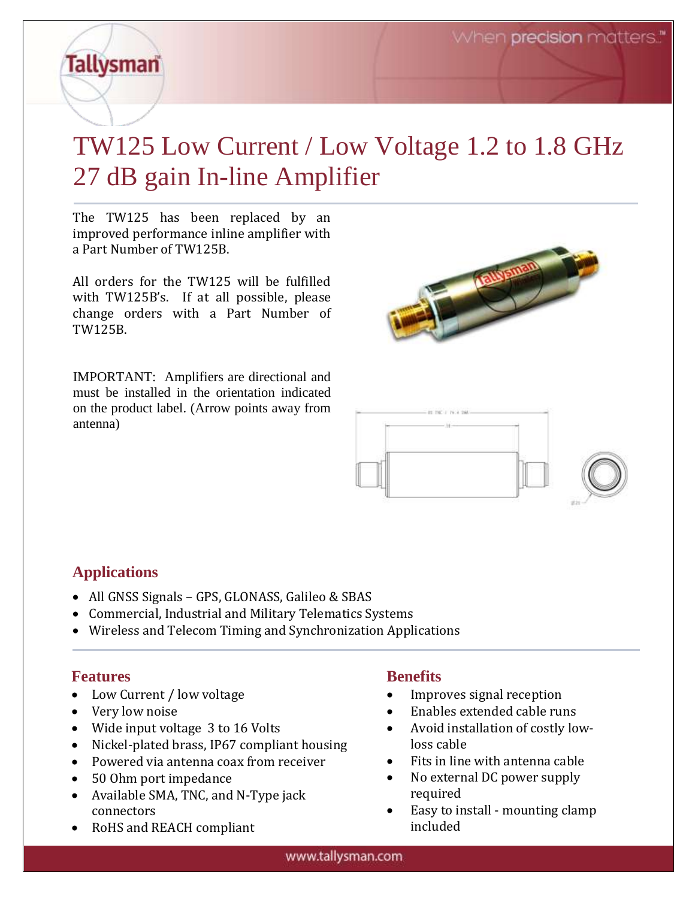# TW125 Low Current / Low Voltage 1.2 to 1.8 GHz 27 dB gain In-line Amplifier

The TW125 has been replaced by an improved performance inline amplifier with a Part Number of TW125B.

All orders for the TW125 will be fulfilled with TW125B's. If at all possible, please change orders with a Part Number of TW125B.

IMPORTANT: Amplifiers are directional and must be installed in the orientation indicated on the product label. (Arrow points away from antenna)

## Applications

- All GNSS Signals – GPS, GLONASS, Galileo & SBAS
- Commercial, Industrial and Military Telematics Systems
- Wireless and Telecom Timing and Synchronization Applications

## Features

- Low Current / low voltage
- Very low noise
- Wide input voltage 3 to 16 Volts
- Nickel-plated brass, IP67 compliant housing
- Powered via antenna coax from receiver
- 50 Ohm port impedance
- Available SMA, TNC, and N-Type jack connectors
- RoHS and REACH compliant

## Benefits

- Improves signal reception
- Enables extended cable runs
- Avoid installation of costly low-loss cable
- Fits in line with antenna cable
- No external DC power supply required
- Easy to install - mounting clamp included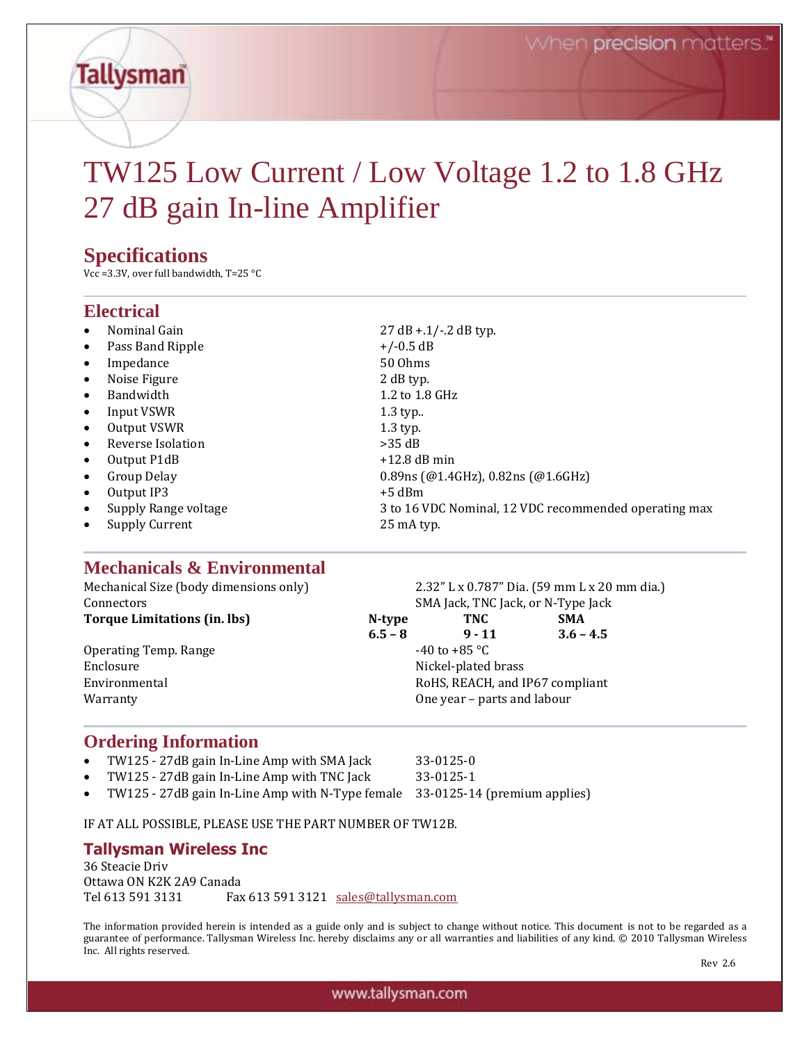# TW125 Low Current / Low Voltage 1.2 to 1.8 GHz 27 dB gain In-line Amplifier

## Specifications

Vcc =3.3V, over full bandwidth, T=25 °C

### Electrical

- Nominal Gain — 27 dB +.1/-.2 dB typ.
- Pass Band Ripple — +/-0.5 dB
- Impedance — 50 Ohms
- Noise Figure — 2 dB typ.
- Bandwidth — 1.2 to 1.8 GHz
- Input VSWR — 1.3 typ..
- Output VSWR — 1.3 typ.
- Reverse Isolation — >35 dB
- Output P1dB — +12.8 dB min
- Group Delay — 0.89ns (@1.4GHz), 0.82ns (@1.6GHz)
- Output IP3 — +5 dBm
- Supply Range voltage — 3 to 16 VDC Nominal, 12 VDC recommended operating max
- Supply Current — 25 mA typ.

### Mechanicals & Environmental

| | | | |
|---|---|---|---|
| Mechanical Size (body dimensions only) | 2.32” L x 0.787” Dia. (59 mm L x 20 mm dia.) | | |
| Connectors | SMA Jack, TNC Jack, or N-Type Jack | | |
| **Torque Limitations (in. lbs)** | **N-type** | **TNC** | **SMA** |
| | **6.5 – 8** | **9 - 11** | **3.6 – 4.5** |
| Operating Temp. Range | -40 to +85 °C | | |
| Enclosure | Nickel-plated brass | | |
| Environmental | RoHS, REACH, and IP67 compliant | | |
| Warranty | One year – parts and labour | | |

### Ordering Information

- TW125 - 27dB gain In-Line Amp with SMA Jack — 33-0125-0
- TW125 - 27dB gain In-Line Amp with TNC Jack — 33-0125-1
- TW125 - 27dB gain In-Line Amp with N-Type female — 33-0125-14 (premium applies)

IF AT ALL POSSIBLE, PLEASE USE THE PART NUMBER OF TW12B.

### Tallysman Wireless Inc

36 Steacie Driv
Ottawa ON K2K 2A9 Canada
Tel 613 591 3131 Fax 613 591 3121 sales@tallysman.com

The information provided herein is intended as a guide only and is subject to change without notice. This document is not to be regarded as a guarantee of performance. Tallysman Wireless Inc. hereby disclaims any or all warranties and liabilities of any kind. © 2010 Tallysman Wireless Inc. All rights reserved.

Rev 2.6